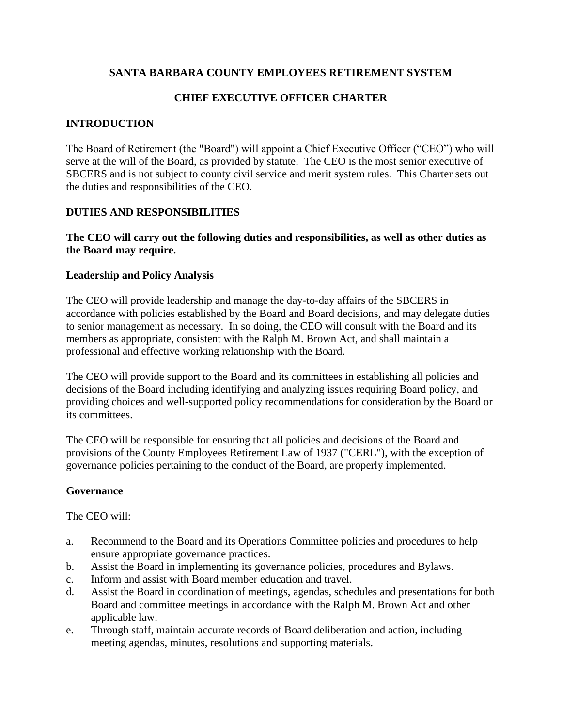# SANTA BARBARA COUNTY EMPLOYEES RETIREMENT SYSTEM

## CHIEF EXECUTIVE OFFICER CHARTER

## INTRODUCTION

The Board of Retirement (the "Board") will appoint a Chief Executive Officer ("CEO") who will serve at the will of the Board, as provided by statute. The CEO is the most senior executive of SBCERS and is not subject to county civil service and merit system rules. This Charter sets out the duties and responsibilities of the CEO.

## DUTIES AND RESPONSIBILITIES

**The CEO will carry out the following duties and responsibilities, as well as other duties as the Board may require.**

### Leadership and Policy Analysis

The CEO will provide leadership and manage the day-to-day affairs of the SBCERS in accordance with policies established by the Board and Board decisions, and may delegate duties to senior management as necessary. In so doing, the CEO will consult with the Board and its members as appropriate, consistent with the Ralph M. Brown Act, and shall maintain a professional and effective working relationship with the Board.

The CEO will provide support to the Board and its committees in establishing all policies and decisions of the Board including identifying and analyzing issues requiring Board policy, and providing choices and well-supported policy recommendations for consideration by the Board or its committees.

The CEO will be responsible for ensuring that all policies and decisions of the Board and provisions of the County Employees Retirement Law of 1937 ("CERL"), with the exception of governance policies pertaining to the conduct of the Board, are properly implemented.

### Governance

The CEO will:

a. Recommend to the Board and its Operations Committee policies and procedures to help ensure appropriate governance practices.
b. Assist the Board in implementing its governance policies, procedures and Bylaws.
c. Inform and assist with Board member education and travel.
d. Assist the Board in coordination of meetings, agendas, schedules and presentations for both Board and committee meetings in accordance with the Ralph M. Brown Act and other applicable law.
e. Through staff, maintain accurate records of Board deliberation and action, including meeting agendas, minutes, resolutions and supporting materials.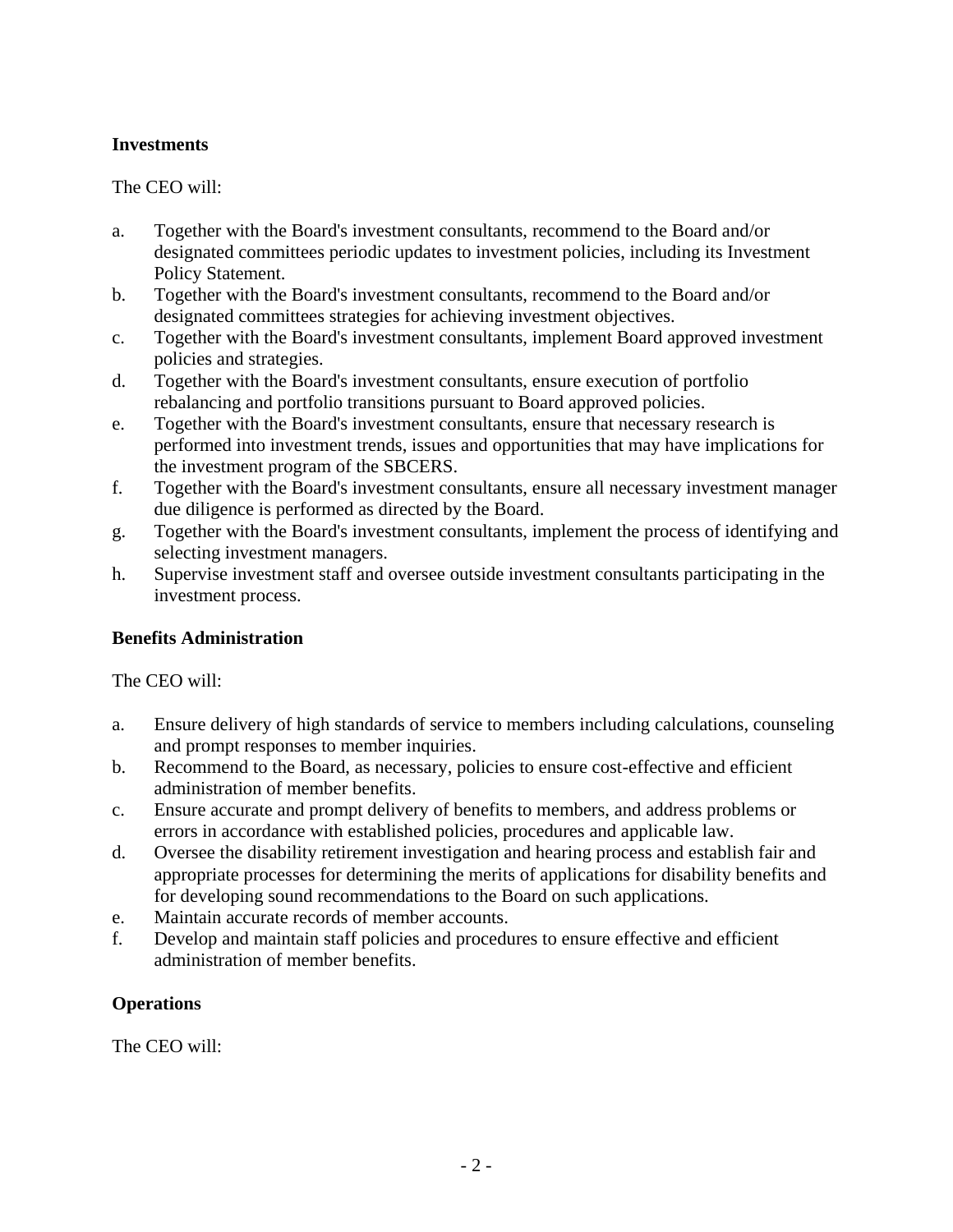**Investments**

The CEO will:

a. Together with the Board's investment consultants, recommend to the Board and/or designated committees periodic updates to investment policies, including its Investment Policy Statement.
b. Together with the Board's investment consultants, recommend to the Board and/or designated committees strategies for achieving investment objectives.
c. Together with the Board's investment consultants, implement Board approved investment policies and strategies.
d. Together with the Board's investment consultants, ensure execution of portfolio rebalancing and portfolio transitions pursuant to Board approved policies.
e. Together with the Board's investment consultants, ensure that necessary research is performed into investment trends, issues and opportunities that may have implications for the investment program of the SBCERS.
f. Together with the Board's investment consultants, ensure all necessary investment manager due diligence is performed as directed by the Board.
g. Together with the Board's investment consultants, implement the process of identifying and selecting investment managers.
h. Supervise investment staff and oversee outside investment consultants participating in the investment process.

**Benefits Administration**

The CEO will:

a. Ensure delivery of high standards of service to members including calculations, counseling and prompt responses to member inquiries.
b. Recommend to the Board, as necessary, policies to ensure cost-effective and efficient administration of member benefits.
c. Ensure accurate and prompt delivery of benefits to members, and address problems or errors in accordance with established policies, procedures and applicable law.
d. Oversee the disability retirement investigation and hearing process and establish fair and appropriate processes for determining the merits of applications for disability benefits and for developing sound recommendations to the Board on such applications.
e. Maintain accurate records of member accounts.
f. Develop and maintain staff policies and procedures to ensure effective and efficient administration of member benefits.

**Operations**

The CEO will: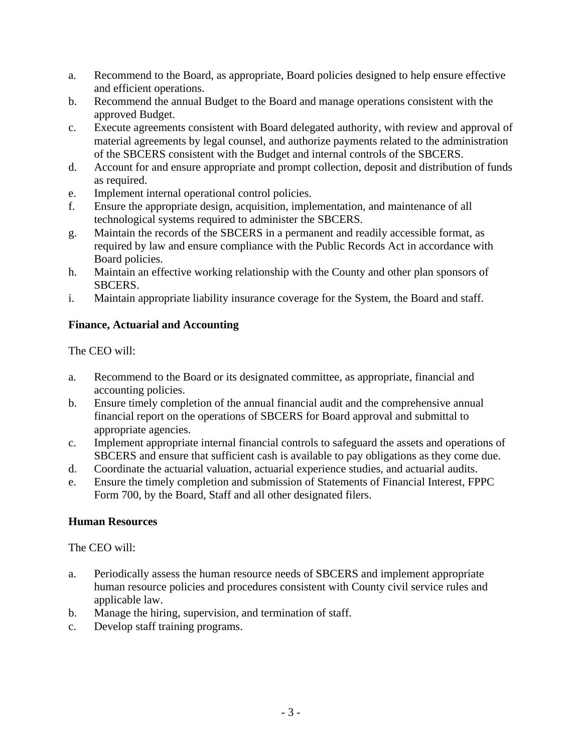a. Recommend to the Board, as appropriate, Board policies designed to help ensure effective and efficient operations.
b. Recommend the annual Budget to the Board and manage operations consistent with the approved Budget.
c. Execute agreements consistent with Board delegated authority, with review and approval of material agreements by legal counsel, and authorize payments related to the administration of the SBCERS consistent with the Budget and internal controls of the SBCERS.
d. Account for and ensure appropriate and prompt collection, deposit and distribution of funds as required.
e. Implement internal operational control policies.
f. Ensure the appropriate design, acquisition, implementation, and maintenance of all technological systems required to administer the SBCERS.
g. Maintain the records of the SBCERS in a permanent and readily accessible format, as required by law and ensure compliance with the Public Records Act in accordance with Board policies.
h. Maintain an effective working relationship with the County and other plan sponsors of SBCERS.
i. Maintain appropriate liability insurance coverage for the System, the Board and staff.

**Finance, Actuarial and Accounting**

The CEO will:

a. Recommend to the Board or its designated committee, as appropriate, financial and accounting policies.
b. Ensure timely completion of the annual financial audit and the comprehensive annual financial report on the operations of SBCERS for Board approval and submittal to appropriate agencies.
c. Implement appropriate internal financial controls to safeguard the assets and operations of SBCERS and ensure that sufficient cash is available to pay obligations as they come due.
d. Coordinate the actuarial valuation, actuarial experience studies, and actuarial audits.
e. Ensure the timely completion and submission of Statements of Financial Interest, FPPC Form 700, by the Board, Staff and all other designated filers.

**Human Resources**

The CEO will:

a. Periodically assess the human resource needs of SBCERS and implement appropriate human resource policies and procedures consistent with County civil service rules and applicable law.
b. Manage the hiring, supervision, and termination of staff.
c. Develop staff training programs.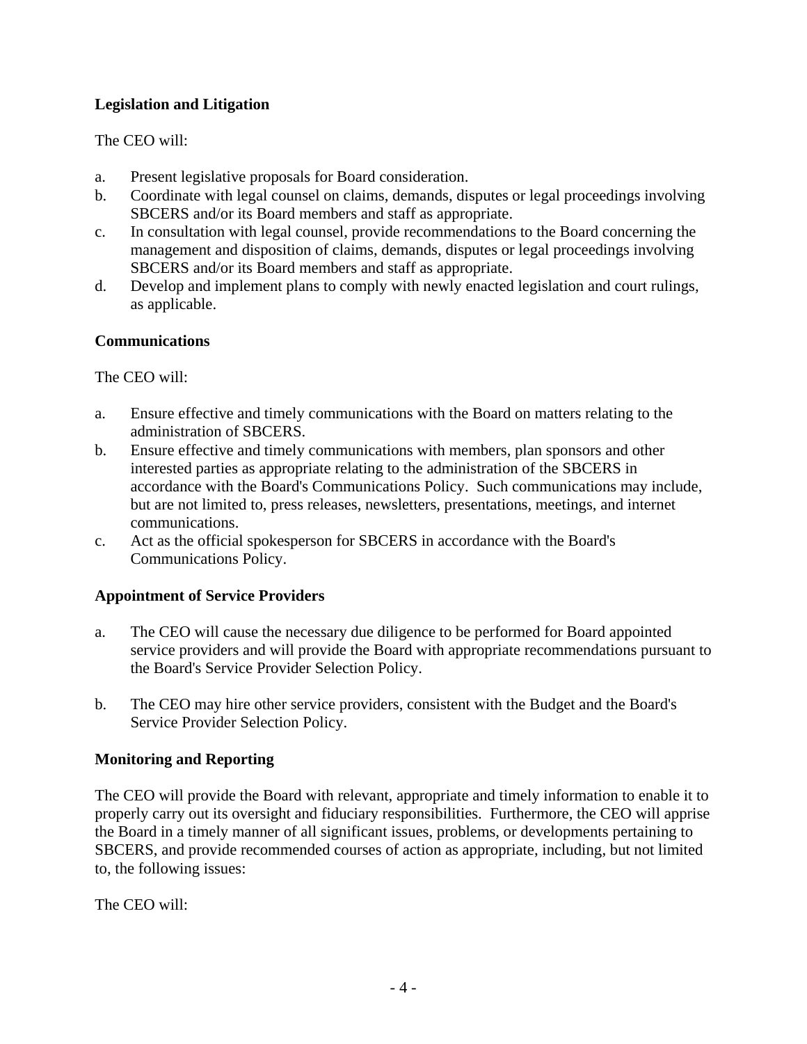**Legislation and Litigation**

The CEO will:

a. Present legislative proposals for Board consideration.
b. Coordinate with legal counsel on claims, demands, disputes or legal proceedings involving SBCERS and/or its Board members and staff as appropriate.
c. In consultation with legal counsel, provide recommendations to the Board concerning the management and disposition of claims, demands, disputes or legal proceedings involving SBCERS and/or its Board members and staff as appropriate.
d. Develop and implement plans to comply with newly enacted legislation and court rulings, as applicable.

**Communications**

The CEO will:

a. Ensure effective and timely communications with the Board on matters relating to the administration of SBCERS.
b. Ensure effective and timely communications with members, plan sponsors and other interested parties as appropriate relating to the administration of the SBCERS in accordance with the Board's Communications Policy. Such communications may include, but are not limited to, press releases, newsletters, presentations, meetings, and internet communications.
c. Act as the official spokesperson for SBCERS in accordance with the Board's Communications Policy.

**Appointment of Service Providers**

a. The CEO will cause the necessary due diligence to be performed for Board appointed service providers and will provide the Board with appropriate recommendations pursuant to the Board's Service Provider Selection Policy.

b. The CEO may hire other service providers, consistent with the Budget and the Board's Service Provider Selection Policy.

**Monitoring and Reporting**

The CEO will provide the Board with relevant, appropriate and timely information to enable it to properly carry out its oversight and fiduciary responsibilities. Furthermore, the CEO will apprise the Board in a timely manner of all significant issues, problems, or developments pertaining to SBCERS, and provide recommended courses of action as appropriate, including, but not limited to, the following issues:

The CEO will: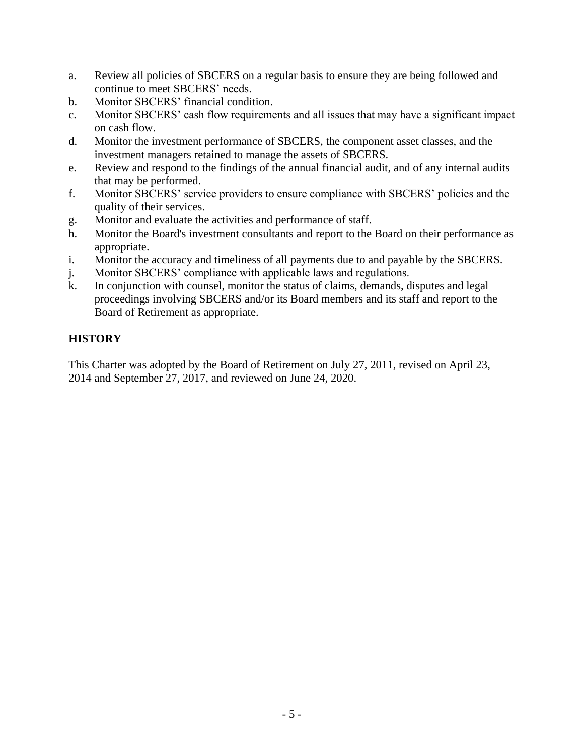a. Review all policies of SBCERS on a regular basis to ensure they are being followed and continue to meet SBCERS' needs.
b. Monitor SBCERS' financial condition.
c. Monitor SBCERS' cash flow requirements and all issues that may have a significant impact on cash flow.
d. Monitor the investment performance of SBCERS, the component asset classes, and the investment managers retained to manage the assets of SBCERS.
e. Review and respond to the findings of the annual financial audit, and of any internal audits that may be performed.
f. Monitor SBCERS' service providers to ensure compliance with SBCERS' policies and the quality of their services.
g. Monitor and evaluate the activities and performance of staff.
h. Monitor the Board's investment consultants and report to the Board on their performance as appropriate.
i. Monitor the accuracy and timeliness of all payments due to and payable by the SBCERS.
j. Monitor SBCERS' compliance with applicable laws and regulations.
k. In conjunction with counsel, monitor the status of claims, demands, disputes and legal proceedings involving SBCERS and/or its Board members and its staff and report to the Board of Retirement as appropriate.

## HISTORY

This Charter was adopted by the Board of Retirement on July 27, 2011, revised on April 23, 2014 and September 27, 2017, and reviewed on June 24, 2020.